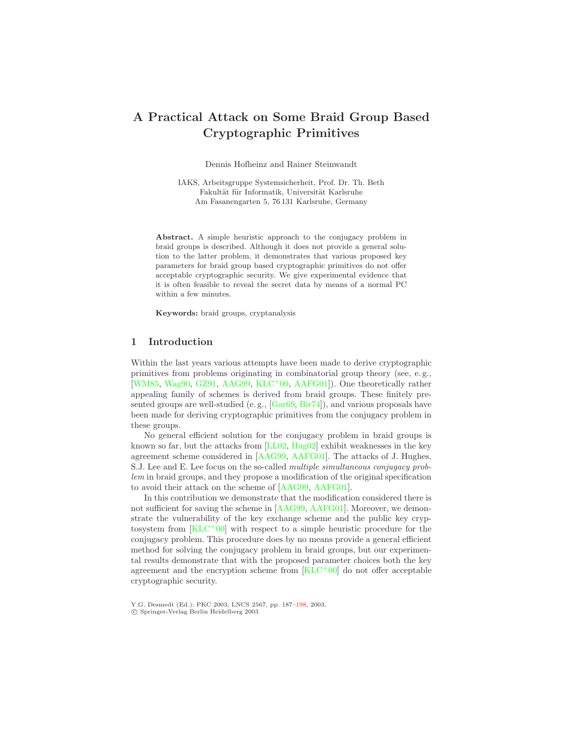# A Practical Attack on Some Braid Group Based Cryptographic Primitives

Dennis Hofheinz and Rainer Steinwandt

IAKS, Arbeitsgruppe Systemsicherheit, Prof. Dr. Th. Beth
Fakultät für Informatik, Universität Karlsruhe
Am Fasanengarten 5, 76 131 Karlsruhe, Germany

**Abstract.** A simple heuristic approach to the conjugacy problem in braid groups is described. Although it does not provide a general solution to the latter problem, it demonstrates that various proposed key parameters for braid group based cryptographic primitives do not offer acceptable cryptographic security. We give experimental evidence that it is often feasible to reveal the secret data by means of a normal PC within a few minutes.

**Keywords:** braid groups, cryptanalysis

## 1 Introduction

Within the last years various attempts have been made to derive cryptographic primitives from problems originating in combinatorial group theory (see, e. g., [WM85, Wag90, GZ91, AAG99, KLC+00, AAFG01]). One theoretically rather appealing family of schemes is derived from braid groups. These finitely presented groups are well-studied (e. g., [Gar69, Bir74]), and various proposals have been made for deriving cryptographic primitives from the conjugacy problem in these groups.

No general efficient solution for the conjugacy problem in braid groups is known so far, but the attacks from [LL02, Hug02] exhibit weaknesses in the key agreement scheme considered in [AAG99, AAFG01]. The attacks of J. Hughes, S.J. Lee and E. Lee focus on the so-called *multiple simultaneous conjugacy problem* in braid groups, and they propose a modification of the original specification to avoid their attack on the scheme of [AAG99, AAFG01].

In this contribution we demonstrate that the modification considered there is not sufficient for saving the scheme in [AAG99, AAFG01]. Moreover, we demonstrate the vulnerability of the key exchange scheme and the public key cryptosystem from [KLC+00] with respect to a simple heuristic procedure for the conjugacy problem. This procedure does by no means provide a general efficient method for solving the conjugacy problem in braid groups, but our experimental results demonstrate that with the proposed parameter choices both the key agreement and the encryption scheme from [KLC+00] do not offer acceptable cryptographic security.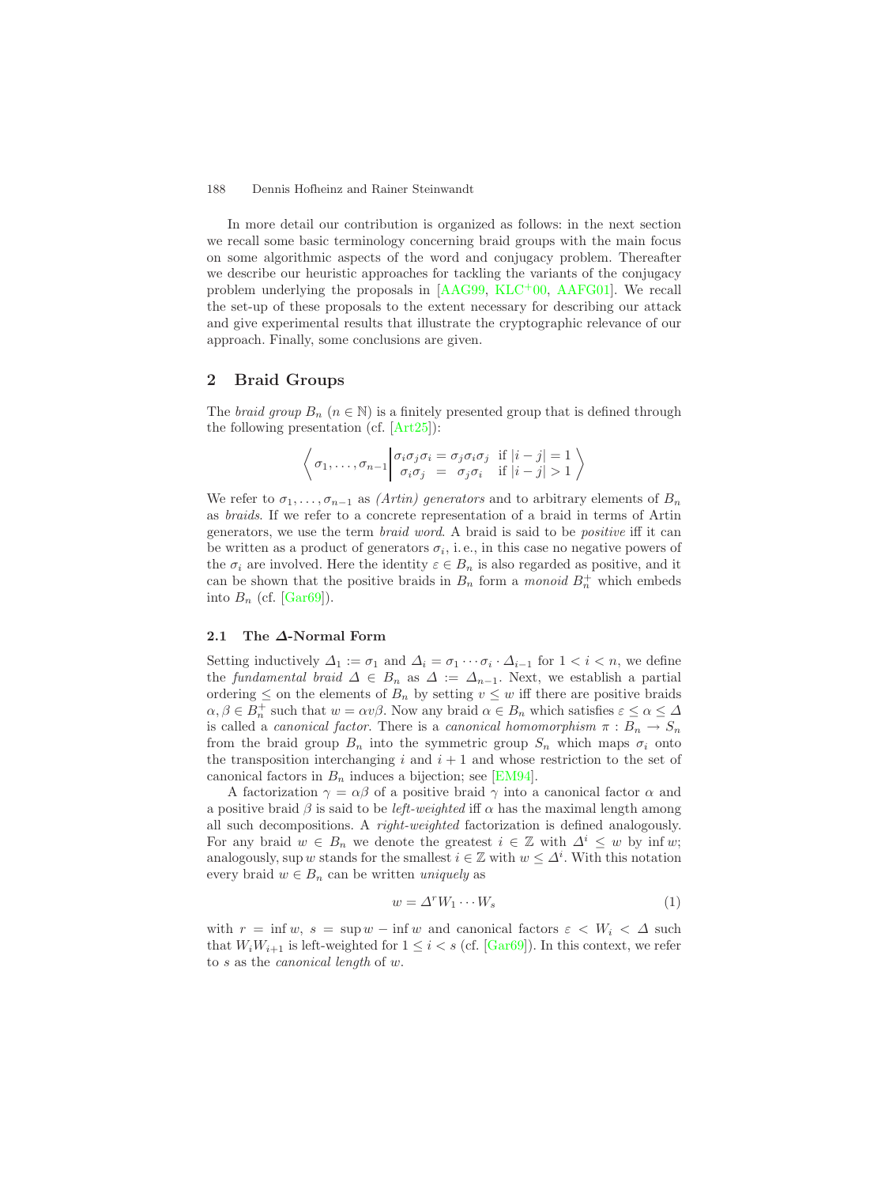In more detail our contribution is organized as follows: in the next section we recall some basic terminology concerning braid groups with the main focus on some algorithmic aspects of the word and conjugacy problem. Thereafter we describe our heuristic approaches for tackling the variants of the conjugacy problem underlying the proposals in [AAG99, KLC+00, AAFG01]. We recall the set-up of these proposals to the extent necessary for describing our attack and give experimental results that illustrate the cryptographic relevance of our approach. Finally, some conclusions are given.

## 2 Braid Groups

The *braid group* $B_n$ ($n \in \mathbb{N}$) is a finitely presented group that is defined through the following presentation (cf. [Art25]):

$$\left\langle \sigma_1, \ldots, \sigma_{n-1} \middle| \begin{array}{l} \sigma_i\sigma_j\sigma_i = \sigma_j\sigma_i\sigma_j \;\; \text{if } |i-j| = 1 \\ \;\;\sigma_i\sigma_j \;\;=\;\; \sigma_j\sigma_i \;\;\;\; \text{if } |i-j| > 1 \end{array} \right\rangle$$

We refer to $\sigma_1, \ldots, \sigma_{n-1}$ as *(Artin) generators* and to arbitrary elements of $B_n$ as *braids*. If we refer to a concrete representation of a braid in terms of Artin generators, we use the term *braid word*. A braid is said to be *positive* iff it can be written as a product of generators $\sigma_i$, i. e., in this case no negative powers of the $\sigma_i$ are involved. Here the identity $\varepsilon \in B_n$ is also regarded as positive, and it can be shown that the positive braids in $B_n$ form a *monoid* $B_n^+$ which embeds into $B_n$ (cf. [Gar69]).

### 2.1 The $\Delta$-Normal Form

Setting inductively $\Delta_1 := \sigma_1$ and $\Delta_i = \sigma_1 \cdots \sigma_i \cdot \Delta_{i-1}$ for $1 < i < n$, we define the *fundamental braid* $\Delta \in B_n$ as $\Delta := \Delta_{n-1}$. Next, we establish a partial ordering $\leq$ on the elements of $B_n$ by setting $v \leq w$ iff there are positive braids $\alpha, \beta \in B_n^+$ such that $w = \alpha v \beta$. Now any braid $\alpha \in B_n$ which satisfies $\varepsilon \leq \alpha \leq \Delta$ is called a *canonical factor*. There is a *canonical homomorphism* $\pi : B_n \to S_n$ from the braid group $B_n$ into the symmetric group $S_n$ which maps $\sigma_i$ onto the transposition interchanging $i$ and $i+1$ and whose restriction to the set of canonical factors in $B_n$ induces a bijection; see [EM94].

A factorization $\gamma = \alpha\beta$ of a positive braid $\gamma$ into a canonical factor $\alpha$ and a positive braid $\beta$ is said to be *left-weighted* iff $\alpha$ has the maximal length among all such decompositions. A *right-weighted* factorization is defined analogously. For any braid $w \in B_n$ we denote the greatest $i \in \mathbb{Z}$ with $\Delta^i \leq w$ by $\inf w$; analogously, $\sup w$ stands for the smallest $i \in \mathbb{Z}$ with $w \leq \Delta^i$. With this notation every braid $w \in B_n$ can be written *uniquely* as

$$w = \Delta^r W_1 \cdots W_s \tag{1}$$

with $r = \inf w$, $s = \sup w - \inf w$ and canonical factors $\varepsilon < W_i < \Delta$ such that $W_i W_{i+1}$ is left-weighted for $1 \leq i < s$ (cf. [Gar69]). In this context, we refer to $s$ as the *canonical length* of $w$.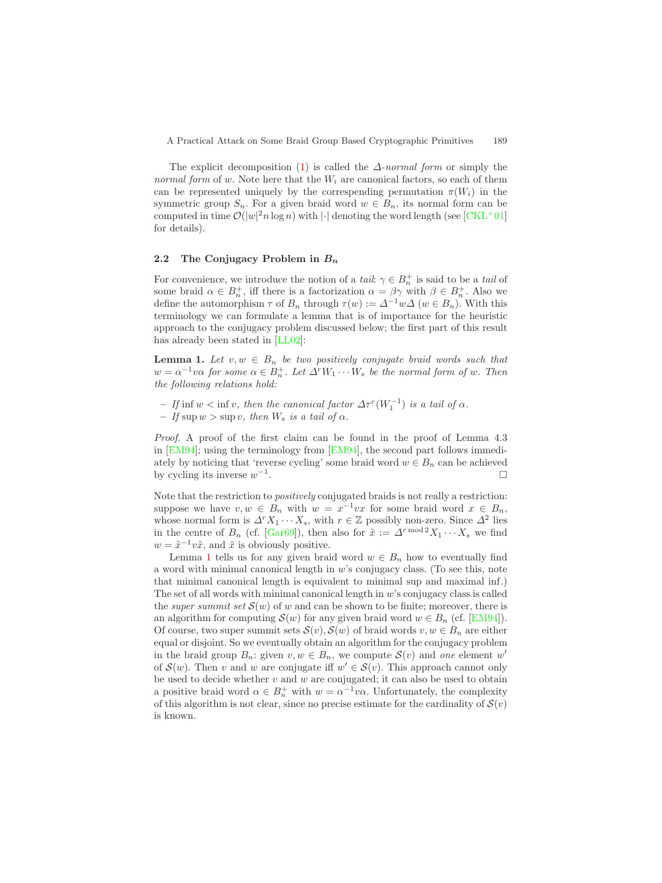The explicit decomposition (1) is called the *$\Delta$-normal form* or simply the *normal form* of $w$. Note here that the $W_i$ are canonical factors, so each of them can be represented uniquely by the correspending permutation $\pi(W_i)$ in the symmetric group $S_n$. For a given braid word $w \in B_n$, its normal form can be computed in time $\mathcal{O}(|w|^2 n \log n)$ with $|\cdot|$ denoting the word length (see [CKL+01] for details).

### 2.2 The Conjugacy Problem in $B_n$

For convenience, we introduce the notion of a *tail*: $\gamma \in B_n^+$ is said to be a *tail* of some braid $\alpha \in B_n^+$, iff there is a factorization $\alpha = \beta\gamma$ with $\beta \in B_n^+$. Also we define the automorphism $\tau$ of $B_n$ through $\tau(w) := \Delta^{-1} w \Delta$ ($w \in B_n$). With this terminology we can formulate a lemma that is of importance for the heuristic approach to the conjugacy problem discussed below; the first part of this result has already been stated in [LL02]:

**Lemma 1.** *Let $v, w \in B_n$ be two positively conjugate braid words such that $w = \alpha^{-1} v \alpha$ for some $\alpha \in B_n^+$. Let $\Delta^r W_1 \cdots W_s$ be the normal form of $w$. Then the following relations hold:*

- *If $\inf w < \inf v$, then the canonical factor $\Delta \tau^r(W_1^{-1})$ is a tail of $\alpha$.*
- *If $\sup w > \sup v$, then $W_s$ is a tail of $\alpha$.*

*Proof.* A proof of the first claim can be found in the proof of Lemma 4.3 in [EM94]; using the terminology from [EM94], the second part follows immediately by noticing that 'reverse cycling' some braid word $w \in B_n$ can be achieved by cycling its inverse $w^{-1}$. □

Note that the restriction to *positively* conjugated braids is not really a restriction: suppose we have $v, w \in B_n$ with $w = x^{-1} v x$ for some braid word $x \in B_n$, whose normal form is $\Delta^r X_1 \cdots X_s$, with $r \in \mathbb{Z}$ possibly non-zero. Since $\Delta^2$ lies in the centre of $B_n$ (cf. [Gar69]), then also for $\tilde{x} := \Delta^{r \bmod 2} X_1 \cdots X_s$ we find $w = \tilde{x}^{-1} v \tilde{x}$, and $\tilde{x}$ is obviously positive.

Lemma 1 tells us for any given braid word $w \in B_n$ how to eventually find a word with minimal canonical length in $w$'s conjugacy class. (To see this, note that minimal canonical length is equivalent to minimal sup and maximal inf.) The set of all words with minimal canonical length in $w$'s conjugacy class is called the *super summit set* $\mathcal{S}(w)$ of $w$ and can be shown to be finite; moreover, there is an algorithm for computing $\mathcal{S}(w)$ for any given braid word $w \in B_n$ (cf. [EM94]). Of course, two super summit sets $\mathcal{S}(v), \mathcal{S}(w)$ of braid words $v, w \in B_n$ are either equal or disjoint. So we eventually obtain an algorithm for the conjugacy problem in the braid group $B_n$: given $v, w \in B_n$, we compute $\mathcal{S}(v)$ and *one* element $w'$ of $\mathcal{S}(w)$. Then $v$ and $w$ are conjugate iff $w' \in \mathcal{S}(v)$. This approach cannot only be used to decide whether $v$ and $w$ are conjugated; it can also be used to obtain a positive braid word $\alpha \in B_n^+$ with $w = \alpha^{-1} v \alpha$. Unfortunately, the complexity of this algorithm is not clear, since no precise estimate for the cardinality of $\mathcal{S}(v)$ is known.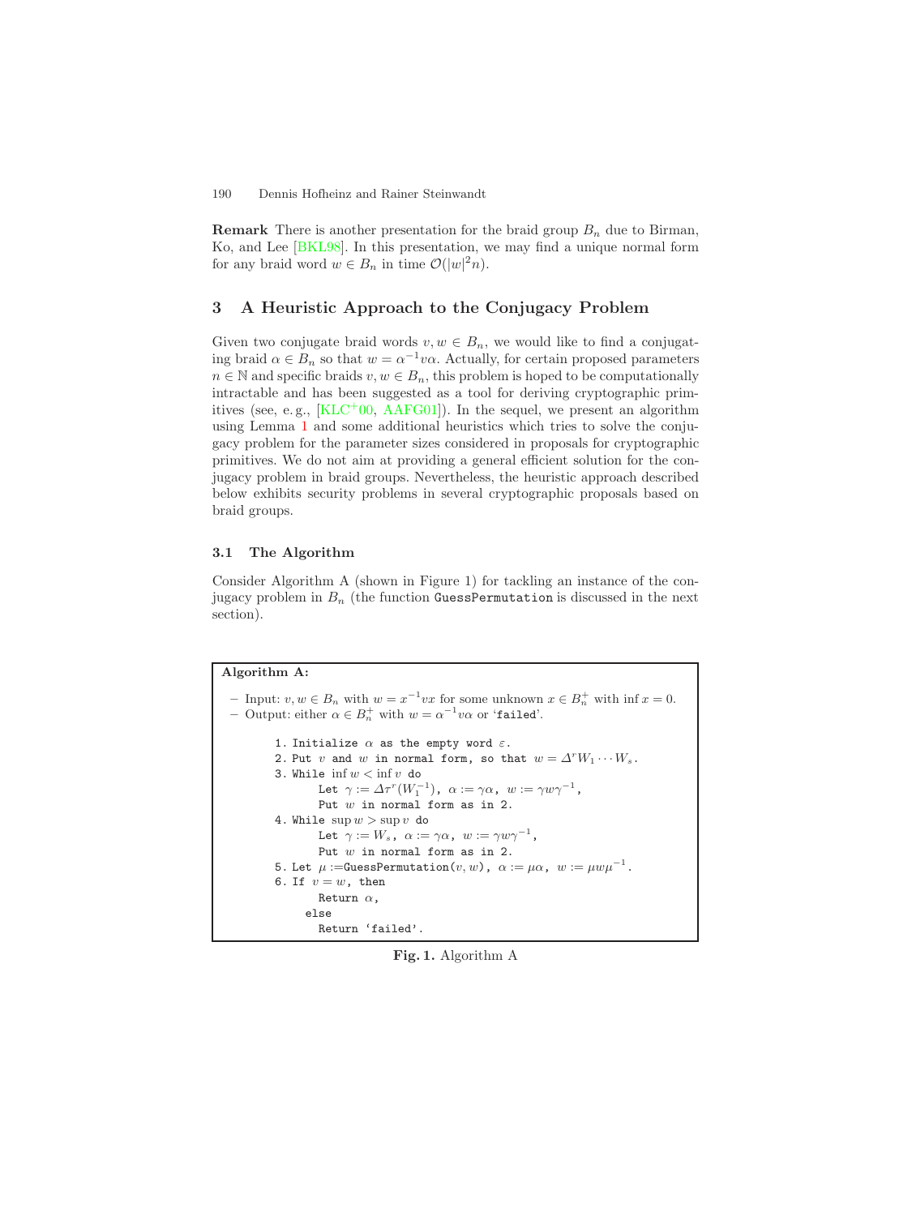**Remark** There is another presentation for the braid group $B_n$ due to Birman, Ko, and Lee [BKL98]. In this presentation, we may find a unique normal form for any braid word $w \in B_n$ in time $\mathcal{O}(|w|^2 n)$.

## 3 A Heuristic Approach to the Conjugacy Problem

Given two conjugate braid words $v, w \in B_n$, we would like to find a conjugating braid $\alpha \in B_n$ so that $w = \alpha^{-1} v \alpha$. Actually, for certain proposed parameters $n \in \mathbb{N}$ and specific braids $v, w \in B_n$, this problem is hoped to be computationally intractable and has been suggested as a tool for deriving cryptographic primitives (see, e. g., [KLC+00, AAFG01]). In the sequel, we present an algorithm using Lemma 1 and some additional heuristics which tries to solve the conjugacy problem for the parameter sizes considered in proposals for cryptographic primitives. We do not aim at providing a general efficient solution for the conjugacy problem in braid groups. Nevertheless, the heuristic approach described below exhibits security problems in several cryptographic proposals based on braid groups.

### 3.1 The Algorithm

Consider Algorithm A (shown in Figure 1) for tackling an instance of the conjugacy problem in $B_n$ (the function `GuessPermutation` is discussed in the next section).

**Algorithm A:**

- Input: $v, w \in B_n$ with $w = x^{-1} v x$ for some unknown $x \in B_n^+$ with $\inf x = 0$.
- Output: either $\alpha \in B_n^+$ with $w = \alpha^{-1} v \alpha$ or 'failed'.

1. Initialize $\alpha$ as the empty word $\varepsilon$.
2. Put $v$ and $w$ in normal form, so that $w = \Delta^r W_1 \cdots W_s$.
3. While $\inf w < \inf v$ do
   Let $\gamma := \Delta \tau^r (W_1^{-1})$, $\alpha := \gamma\alpha$, $w := \gamma w \gamma^{-1}$,
   Put $w$ in normal form as in 2.
4. While $\sup w > \sup v$ do
   Let $\gamma := W_s$, $\alpha := \gamma\alpha$, $w := \gamma w \gamma^{-1}$,
   Put $w$ in normal form as in 2.
5. Let $\mu :=$ `GuessPermutation`$(v, w)$, $\alpha := \mu\alpha$, $w := \mu w \mu^{-1}$.
6. If $v = w$, then
   Return $\alpha$,
   else
   Return 'failed'.

**Fig. 1.** Algorithm A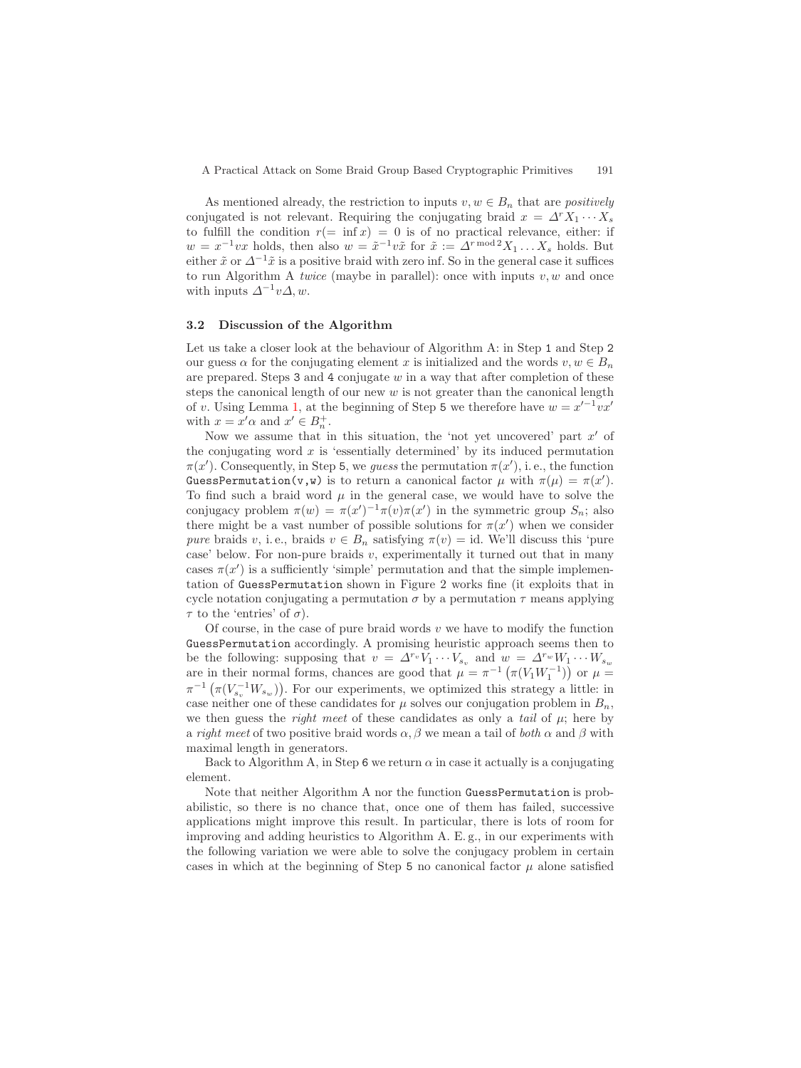As mentioned already, the restriction to inputs $v, w \in B_n$ that are *positively* conjugated is not relevant. Requiring the conjugating braid $x = \Delta^r X_1 \cdots X_s$ to fulfill the condition $r(= \inf x) = 0$ is of no practical relevance, either: if $w = x^{-1}vx$ holds, then also $w = \tilde{x}^{-1}v\tilde{x}$ for $\tilde{x} := \Delta^{r \bmod 2} X_1 \ldots X_s$ holds. But either $\tilde{x}$ or $\Delta^{-1}\tilde{x}$ is a positive braid with zero inf. So in the general case it suffices to run Algorithm A *twice* (maybe in parallel): once with inputs $v, w$ and once with inputs $\Delta^{-1}v\Delta, w$.

### 3.2 Discussion of the Algorithm

Let us take a closer look at the behaviour of Algorithm A: in Step `1` and Step `2` our guess $\alpha$ for the conjugating element $x$ is initialized and the words $v, w \in B_n$ are prepared. Steps `3` and `4` conjugate $w$ in a way that after completion of these steps the canonical length of our new $w$ is not greater than the canonical length of $v$. Using Lemma 1, at the beginning of Step `5` we therefore have $w = x'^{-1}vx'$ with $x = x'\alpha$ and $x' \in B_n^+$.

Now we assume that in this situation, the 'not yet uncovered' part $x'$ of the conjugating word $x$ is 'essentially determined' by its induced permutation $\pi(x')$. Consequently, in Step `5`, we *guess* the permutation $\pi(x')$, i. e., the function `GuessPermutation(v,w)` is to return a canonical factor $\mu$ with $\pi(\mu) = \pi(x')$. To find such a braid word $\mu$ in the general case, we would have to solve the conjugacy problem $\pi(w) = \pi(x')^{-1}\pi(v)\pi(x')$ in the symmetric group $S_n$; also there might be a vast number of possible solutions for $\pi(x')$ when we consider *pure* braids $v$, i. e., braids $v \in B_n$ satisfying $\pi(v) = \mathrm{id}$. We'll discuss this 'pure case' below. For non-pure braids $v$, experimentally it turned out that in many cases $\pi(x')$ is a sufficiently 'simple' permutation and that the simple implementation of `GuessPermutation` shown in Figure 2 works fine (it exploits that in cycle notation conjugating a permutation $\sigma$ by a permutation $\tau$ means applying $\tau$ to the 'entries' of $\sigma$).

Of course, in the case of pure braid words $v$ we have to modify the function `GuessPermutation` accordingly. A promising heuristic approach seems then to be the following: supposing that $v = \Delta^{r_v} V_1 \cdots V_{s_v}$ and $w = \Delta^{r_w} W_1 \cdots W_{s_w}$ are in their normal forms, chances are good that $\mu = \pi^{-1}\left(\pi(V_1 W_1^{-1})\right)$ or $\mu = \pi^{-1}\left(\pi(V_{s_v}^{-1} W_{s_w})\right)$. For our experiments, we optimized this strategy a little: in case neither one of these candidates for $\mu$ solves our conjugation problem in $B_n$, we then guess the *right meet* of these candidates as only a *tail* of $\mu$; here by a *right meet* of two positive braid words $\alpha, \beta$ we mean a tail of *both* $\alpha$ and $\beta$ with maximal length in generators.

Back to Algorithm A, in Step `6` we return $\alpha$ in case it actually is a conjugating element.

Note that neither Algorithm A nor the function `GuessPermutation` is probabilistic, so there is no chance that, once one of them has failed, successive applications might improve this result. In particular, there is lots of room for improving and adding heuristics to Algorithm A. E. g., in our experiments with the following variation we were able to solve the conjugacy problem in certain cases in which at the beginning of Step `5` no canonical factor $\mu$ alone satisfied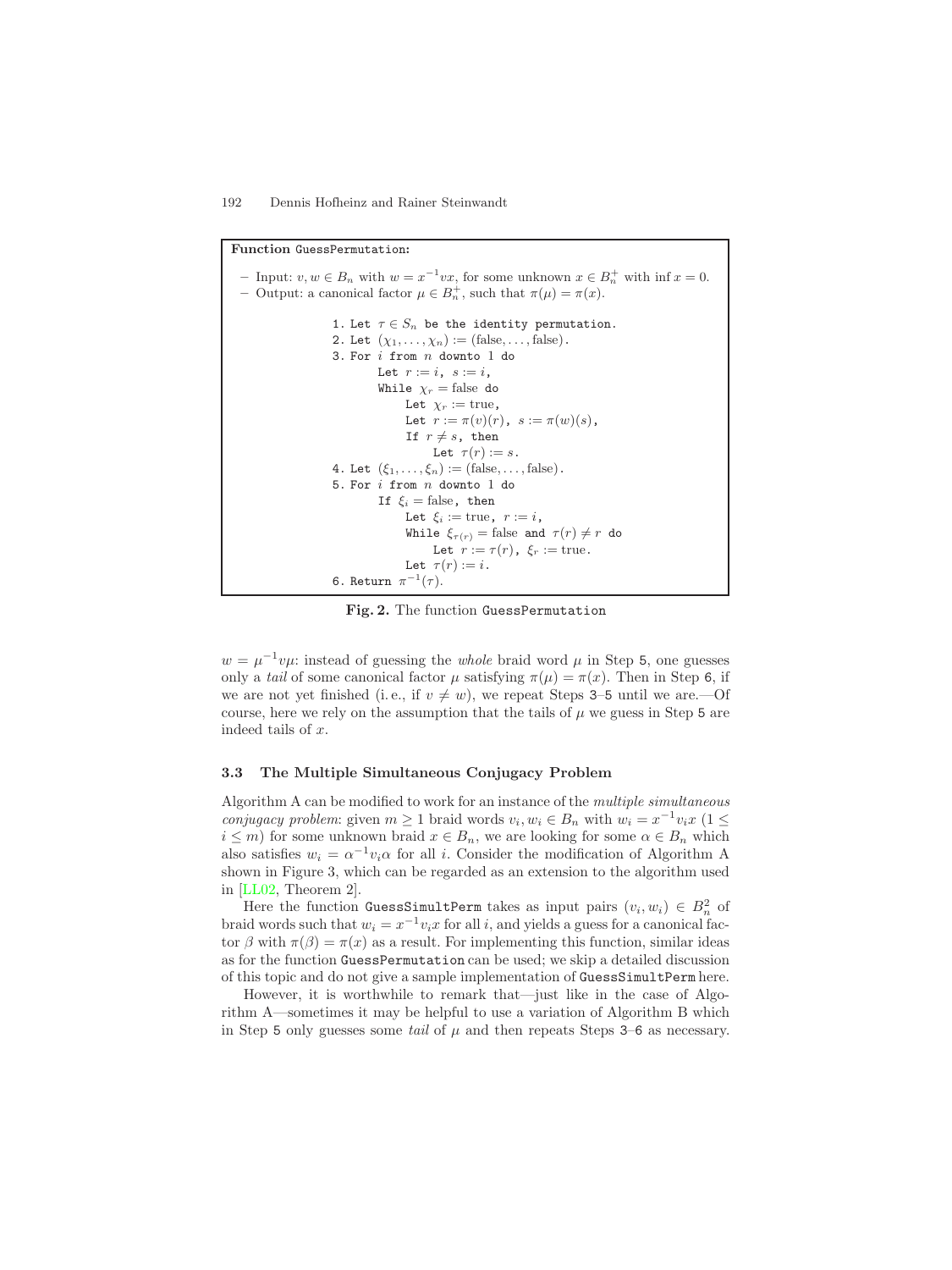**Function** GuessPermutation:

- Input: $v, w \in B_n$ with $w = x^{-1}vx$, for some unknown $x \in B_n^+$ with $\inf x = 0$.
- Output: a canonical factor $\mu \in B_n^+$, such that $\pi(\mu) = \pi(x)$.

```
1. Let τ ∈ S_n be the identity permutation.
2. Let (χ_1, ..., χ_n) := (false, ..., false).
3. For i from n downto 1 do
       Let r := i, s := i,
       While χ_r = false do
           Let χ_r := true,
           Let r := π(v)(r), s := π(w)(s),
           If r ≠ s, then
               Let τ(r) := s.
4. Let (ξ_1, ..., ξ_n) := (false, ..., false).
5. For i from n downto 1 do
       If ξ_i = false, then
           Let ξ_i := true, r := i,
           While ξ_τ(r) = false and τ(r) ≠ r do
               Let r := τ(r), ξ_r := true.
           Let τ(r) := i.
6. Return π^{-1}(τ).
```

**Fig. 2.** The function GuessPermutation

$w = \mu^{-1}v\mu$: instead of guessing the *whole* braid word $\mu$ in Step 5, one guesses only a *tail* of some canonical factor $\mu$ satisfying $\pi(\mu) = \pi(x)$. Then in Step 6, if we are not yet finished (i. e., if $v \neq w$), we repeat Steps 3–5 until we are.—Of course, here we rely on the assumption that the tails of $\mu$ we guess in Step 5 are indeed tails of $x$.

### 3.3 The Multiple Simultaneous Conjugacy Problem

Algorithm A can be modified to work for an instance of the *multiple simultaneous conjugacy problem*: given $m \geq 1$ braid words $v_i, w_i \in B_n$ with $w_i = x^{-1}v_ix$ $(1 \leq i \leq m)$ for some unknown braid $x \in B_n$, we are looking for some $\alpha \in B_n$ which also satisfies $w_i = \alpha^{-1}v_i\alpha$ for all $i$. Consider the modification of Algorithm A shown in Figure 3, which can be regarded as an extension to the algorithm used in [LL02, Theorem 2].

Here the function GuessSimultPerm takes as input pairs $(v_i, w_i) \in B_n^2$ of braid words such that $w_i = x^{-1}v_ix$ for all $i$, and yields a guess for a canonical factor $\beta$ with $\pi(\beta) = \pi(x)$ as a result. For implementing this function, similar ideas as for the function GuessPermutation can be used; we skip a detailed discussion of this topic and do not give a sample implementation of GuessSimultPerm here.

However, it is worthwhile to remark that—just like in the case of Algorithm A—sometimes it may be helpful to use a variation of Algorithm B which in Step 5 only guesses some *tail* of $\mu$ and then repeats Steps 3–6 as necessary.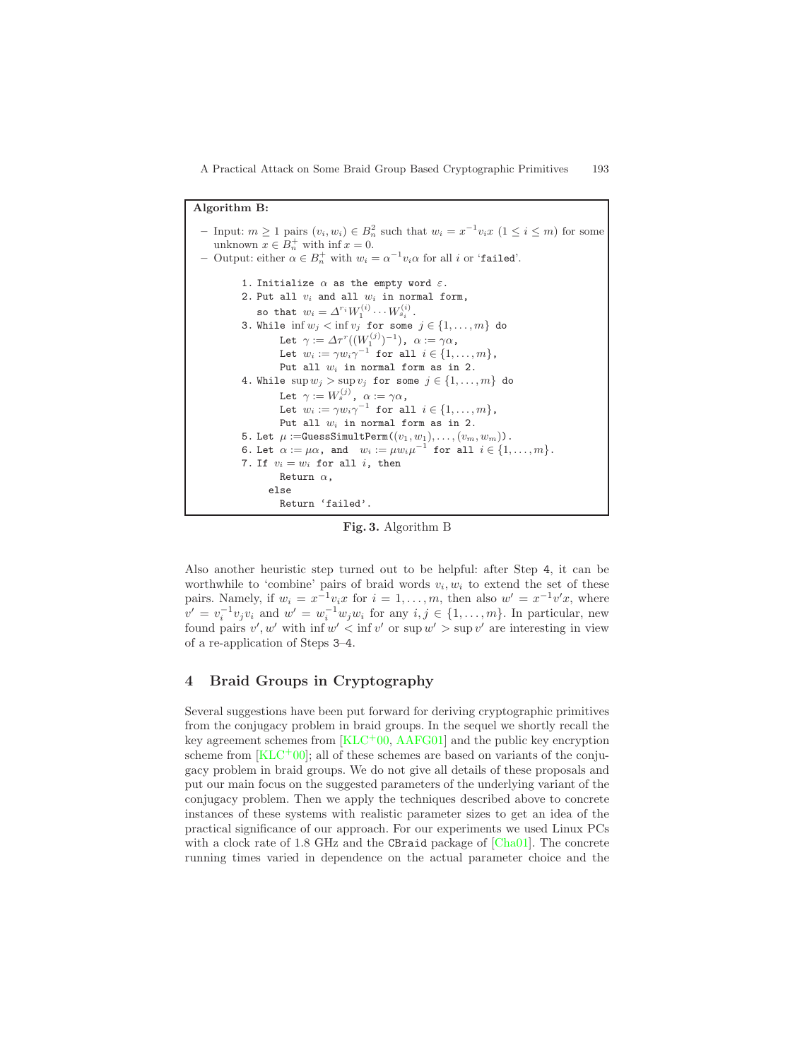**Algorithm B:**

- Input: $m \geq 1$ pairs $(v_i, w_i) \in B_n^2$ such that $w_i = x^{-1} v_i x$ $(1 \leq i \leq m)$ for some unknown $x \in B_n^+$ with $\inf x = 0$.
- Output: either $\alpha \in B_n^+$ with $w_i = \alpha^{-1} v_i \alpha$ for all $i$ or 'failed'.

1. Initialize $\alpha$ as the empty word $\varepsilon$.
2. Put all $v_i$ and all $w_i$ in normal form, so that $w_i = \Delta^{r_i} W_1^{(i)} \cdots W_{s_i}^{(i)}$.
3. While $\inf w_j < \inf v_j$ for some $j \in \{1, \ldots, m\}$ do
   Let $\gamma := \Delta \tau^r((W_1^{(j)})^{-1})$, $\alpha := \gamma\alpha$,
   Let $w_i := \gamma w_i \gamma^{-1}$ for all $i \in \{1, \ldots, m\}$,
   Put all $w_i$ in normal form as in 2.
4. While $\sup w_j > \sup v_j$ for some $j \in \{1, \ldots, m\}$ do
   Let $\gamma := W_s^{(j)}$, $\alpha := \gamma\alpha$,
   Let $w_i := \gamma w_i \gamma^{-1}$ for all $i \in \{1, \ldots, m\}$,
   Put all $w_i$ in normal form as in 2.
5. Let $\mu :=$ GuessSimultPerm$((v_1, w_1), \ldots, (v_m, w_m))$.
6. Let $\alpha := \mu\alpha$, and $w_i := \mu w_i \mu^{-1}$ for all $i \in \{1, \ldots, m\}$.
7. If $v_i = w_i$ for all $i$, then
   Return $\alpha$,
   else
   Return 'failed'.

**Fig. 3.** Algorithm B

Also another heuristic step turned out to be helpful: after Step 4, it can be worthwhile to 'combine' pairs of braid words $v_i, w_i$ to extend the set of these pairs. Namely, if $w_i = x^{-1} v_i x$ for $i = 1, \ldots, m$, then also $w' = x^{-1} v' x$, where $v' = v_i^{-1} v_j v_i$ and $w' = w_i^{-1} w_j w_i$ for any $i, j \in \{1, \ldots, m\}$. In particular, new found pairs $v', w'$ with $\inf w' < \inf v'$ or $\sup w' > \sup v'$ are interesting in view of a re-application of Steps 3–4.

## 4 Braid Groups in Cryptography

Several suggestions have been put forward for deriving cryptographic primitives from the conjugacy problem in braid groups. In the sequel we shortly recall the key agreement schemes from [KLC+00, AAFG01] and the public key encryption scheme from [KLC+00]; all of these schemes are based on variants of the conjugacy problem in braid groups. We do not give all details of these proposals and put our main focus on the suggested parameters of the underlying variant of the conjugacy problem. Then we apply the techniques described above to concrete instances of these systems with realistic parameter sizes to get an idea of the practical significance of our approach. For our experiments we used Linux PCs with a clock rate of 1.8 GHz and the CBraid package of [Cha01]. The concrete running times varied in dependence on the actual parameter choice and the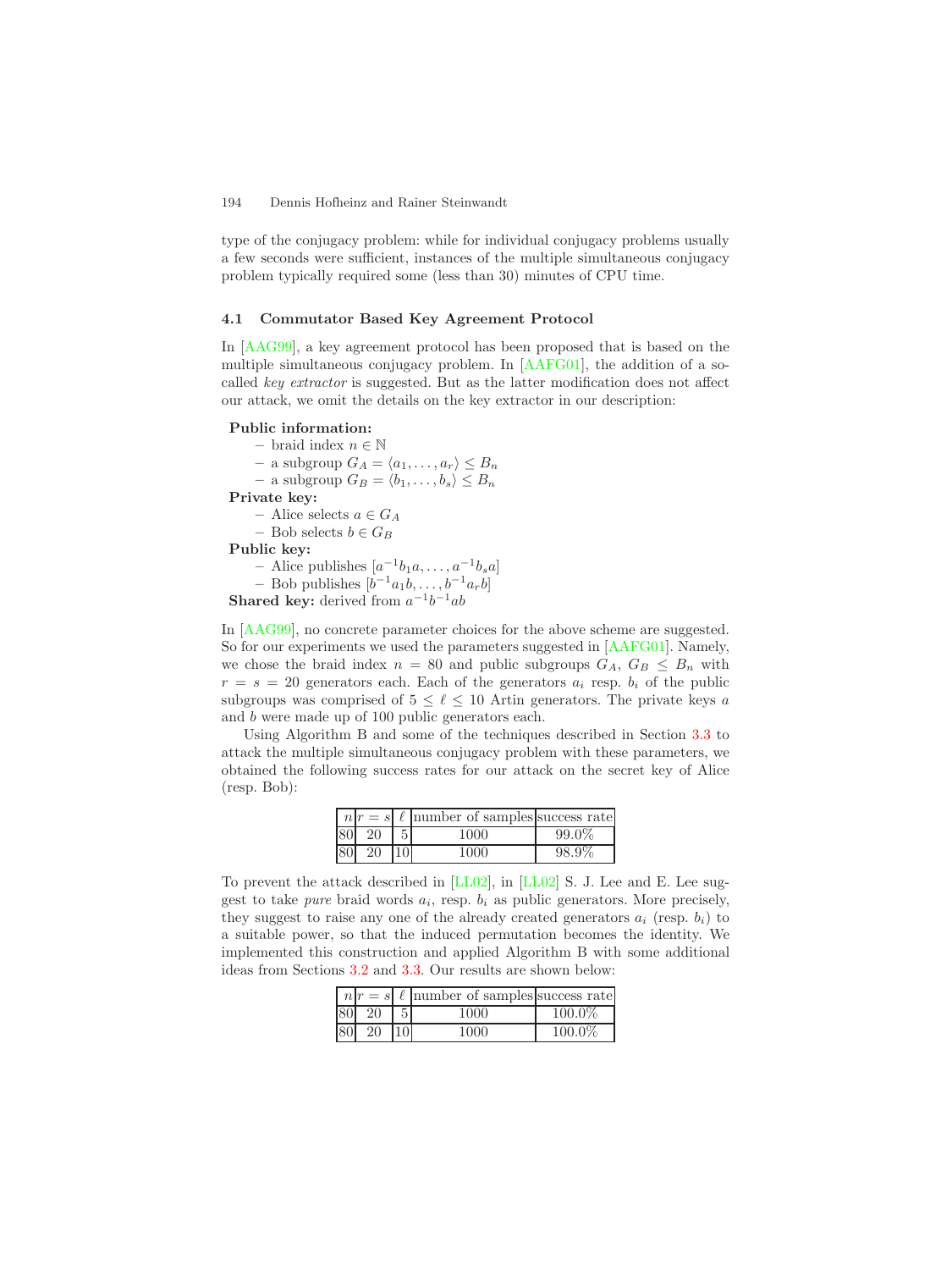type of the conjugacy problem: while for individual conjugacy problems usually a few seconds were sufficient, instances of the multiple simultaneous conjugacy problem typically required some (less than 30) minutes of CPU time.

### 4.1 Commutator Based Key Agreement Protocol

In [AAG99], a key agreement protocol has been proposed that is based on the multiple simultaneous conjugacy problem. In [AAFG01], the addition of a so-called *key extractor* is suggested. But as the latter modification does not affect our attack, we omit the details on the key extractor in our description:

**Public information:**
- braid index $n \in \mathbb{N}$
- a subgroup $G_A = \langle a_1, \ldots, a_r \rangle \leq B_n$
- a subgroup $G_B = \langle b_1, \ldots, b_s \rangle \leq B_n$

**Private key:**
- Alice selects $a \in G_A$
- Bob selects $b \in G_B$

**Public key:**
- Alice publishes $[a^{-1}b_1a, \ldots, a^{-1}b_sa]$
- Bob publishes $[b^{-1}a_1b, \ldots, b^{-1}a_rb]$

**Shared key:** derived from $a^{-1}b^{-1}ab$

In [AAG99], no concrete parameter choices for the above scheme are suggested. So for our experiments we used the parameters suggested in [AAFG01]. Namely, we chose the braid index $n = 80$ and public subgroups $G_A$, $G_B \leq B_n$ with $r = s = 20$ generators each. Each of the generators $a_i$ resp. $b_i$ of the public subgroups was comprised of $5 \leq \ell \leq 10$ Artin generators. The private keys $a$ and $b$ were made up of 100 public generators each.

Using Algorithm B and some of the techniques described in Section 3.3 to attack the multiple simultaneous conjugacy problem with these parameters, we obtained the following success rates for our attack on the secret key of Alice (resp. Bob):

| $n$ | $r = s$ | $\ell$ | number of samples | success rate |
|---|---|---|---|---|
| 80 | 20 | 5 | 1000 | 99.0% |
| 80 | 20 | 10 | 1000 | 98.9% |

To prevent the attack described in [LL02], in [LL02] S. J. Lee and E. Lee suggest to take *pure* braid words $a_i$, resp. $b_i$ as public generators. More precisely, they suggest to raise any one of the already created generators $a_i$ (resp. $b_i$) to a suitable power, so that the induced permutation becomes the identity. We implemented this construction and applied Algorithm B with some additional ideas from Sections 3.2 and 3.3. Our results are shown below:

| $n$ | $r = s$ | $\ell$ | number of samples | success rate |
|---|---|---|---|---|
| 80 | 20 | 5 | 1000 | 100.0% |
| 80 | 20 | 10 | 1000 | 100.0% |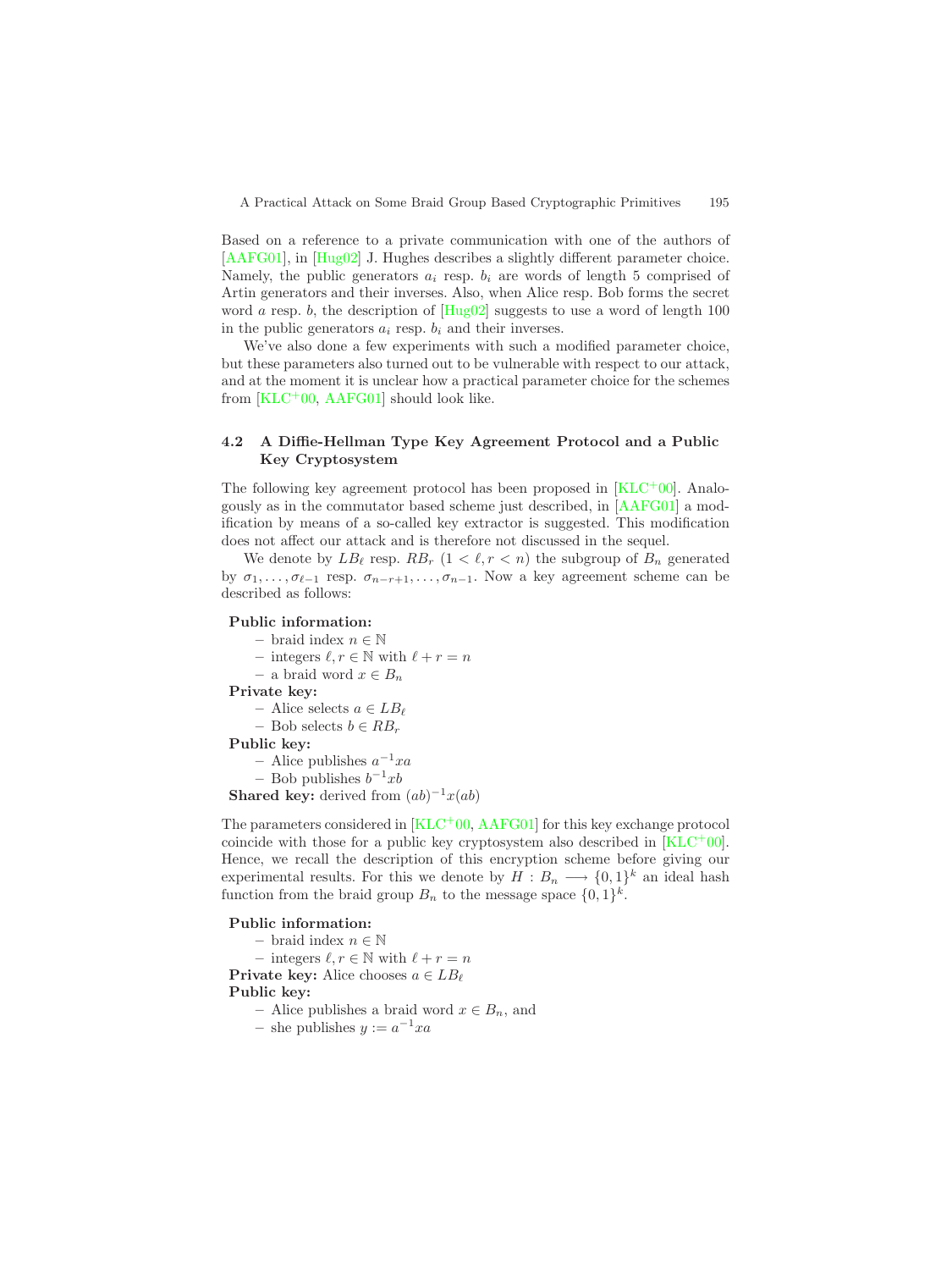Based on a reference to a private communication with one of the authors of [AAFG01], in [Hug02] J. Hughes describes a slightly different parameter choice. Namely, the public generators $a_i$ resp. $b_i$ are words of length 5 comprised of Artin generators and their inverses. Also, when Alice resp. Bob forms the secret word $a$ resp. $b$, the description of [Hug02] suggests to use a word of length 100 in the public generators $a_i$ resp. $b_i$ and their inverses.

We've also done a few experiments with such a modified parameter choice, but these parameters also turned out to be vulnerable with respect to our attack, and at the moment it is unclear how a practical parameter choice for the schemes from [KLC+00, AAFG01] should look like.

### 4.2 A Diffie-Hellman Type Key Agreement Protocol and a Public Key Cryptosystem

The following key agreement protocol has been proposed in [KLC+00]. Analogously as in the commutator based scheme just described, in [AAFG01] a modification by means of a so-called key extractor is suggested. This modification does not affect our attack and is therefore not discussed in the sequel.

We denote by $LB_\ell$ resp. $RB_r$ ($1 < \ell, r < n$) the subgroup of $B_n$ generated by $\sigma_1, \ldots, \sigma_{\ell-1}$ resp. $\sigma_{n-r+1}, \ldots, \sigma_{n-1}$. Now a key agreement scheme can be described as follows:

**Public information:**
- braid index $n \in \mathbb{N}$
- integers $\ell, r \in \mathbb{N}$ with $\ell + r = n$
- a braid word $x \in B_n$

**Private key:**
- Alice selects $a \in LB_\ell$
- Bob selects $b \in RB_r$

**Public key:**
- Alice publishes $a^{-1}xa$
- Bob publishes $b^{-1}xb$

**Shared key:** derived from $(ab)^{-1}x(ab)$

The parameters considered in [KLC+00, AAFG01] for this key exchange protocol coincide with those for a public key cryptosystem also described in [KLC+00]. Hence, we recall the description of this encryption scheme before giving our experimental results. For this we denote by $H : B_n \longrightarrow \{0,1\}^k$ an ideal hash function from the braid group $B_n$ to the message space $\{0,1\}^k$.

**Public information:**
- braid index $n \in \mathbb{N}$
- integers $\ell, r \in \mathbb{N}$ with $\ell + r = n$

**Private key:** Alice chooses $a \in LB_\ell$

**Public key:**
- Alice publishes a braid word $x \in B_n$, and
- she publishes $y := a^{-1}xa$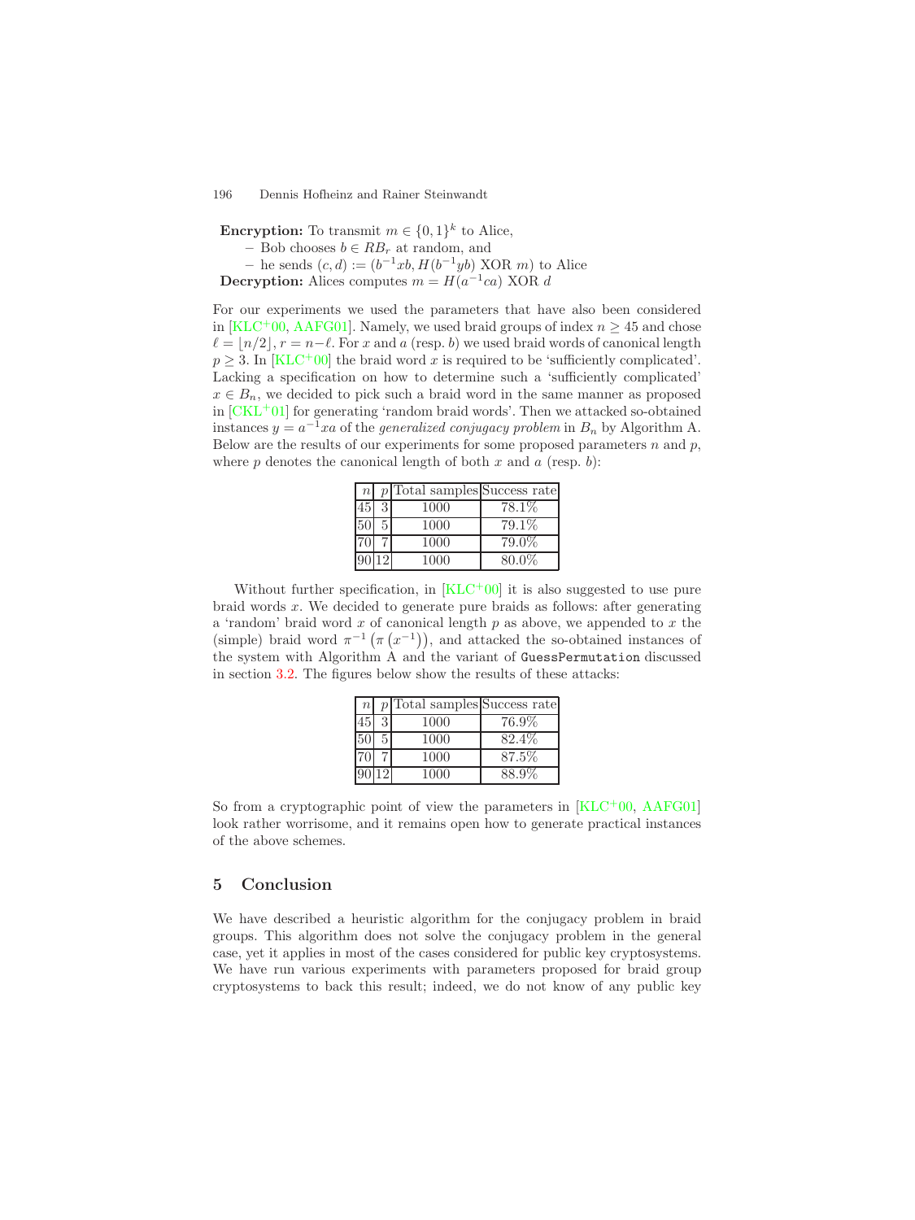**Encryption:** To transmit $m \in \{0,1\}^k$ to Alice,

- Bob chooses $b \in RB_r$ at random, and
- he sends $(c, d) := (b^{-1}xb, H(b^{-1}yb) \text{ XOR } m)$ to Alice

**Decryption:** Alices computes $m = H(a^{-1}ca) \text{ XOR } d$

For our experiments we used the parameters that have also been considered in [KLC+00, AAFG01]. Namely, we used braid groups of index $n \geq 45$ and chose $\ell = \lfloor n/2 \rfloor$, $r = n - \ell$. For $x$ and $a$ (resp. $b$) we used braid words of canonical length $p \geq 3$. In [KLC+00] the braid word $x$ is required to be 'sufficiently complicated'. Lacking a specification on how to determine such a 'sufficiently complicated' $x \in B_n$, we decided to pick such a braid word in the same manner as proposed in [CKL+01] for generating 'random braid words'. Then we attacked so-obtained instances $y = a^{-1}xa$ of the *generalized conjugacy problem* in $B_n$ by Algorithm A. Below are the results of our experiments for some proposed parameters $n$ and $p$, where $p$ denotes the canonical length of both $x$ and $a$ (resp. $b$):

| $n$ | $p$ | Total samples | Success rate |
|---|---|---|---|
| 45 | 3 | 1000 | 78.1% |
| 50 | 5 | 1000 | 79.1% |
| 70 | 7 | 1000 | 79.0% |
| 90 | 12 | 1000 | 80.0% |

Without further specification, in [KLC+00] it is also suggested to use pure braid words $x$. We decided to generate pure braids as follows: after generating a 'random' braid word $x$ of canonical length $p$ as above, we appended to $x$ the (simple) braid word $\pi^{-1}\left(\pi\left(x^{-1}\right)\right)$, and attacked the so-obtained instances of the system with Algorithm A and the variant of `GuessPermutation` discussed in section 3.2. The figures below show the results of these attacks:

| $n$ | $p$ | Total samples | Success rate |
|---|---|---|---|
| 45 | 3 | 1000 | 76.9% |
| 50 | 5 | 1000 | 82.4% |
| 70 | 7 | 1000 | 87.5% |
| 90 | 12 | 1000 | 88.9% |

So from a cryptographic point of view the parameters in [KLC+00, AAFG01] look rather worrisome, and it remains open how to generate practical instances of the above schemes.

## 5 Conclusion

We have described a heuristic algorithm for the conjugacy problem in braid groups. This algorithm does not solve the conjugacy problem in the general case, yet it applies in most of the cases considered for public key cryptosystems. We have run various experiments with parameters proposed for braid group cryptosystems to back this result; indeed, we do not know of any public key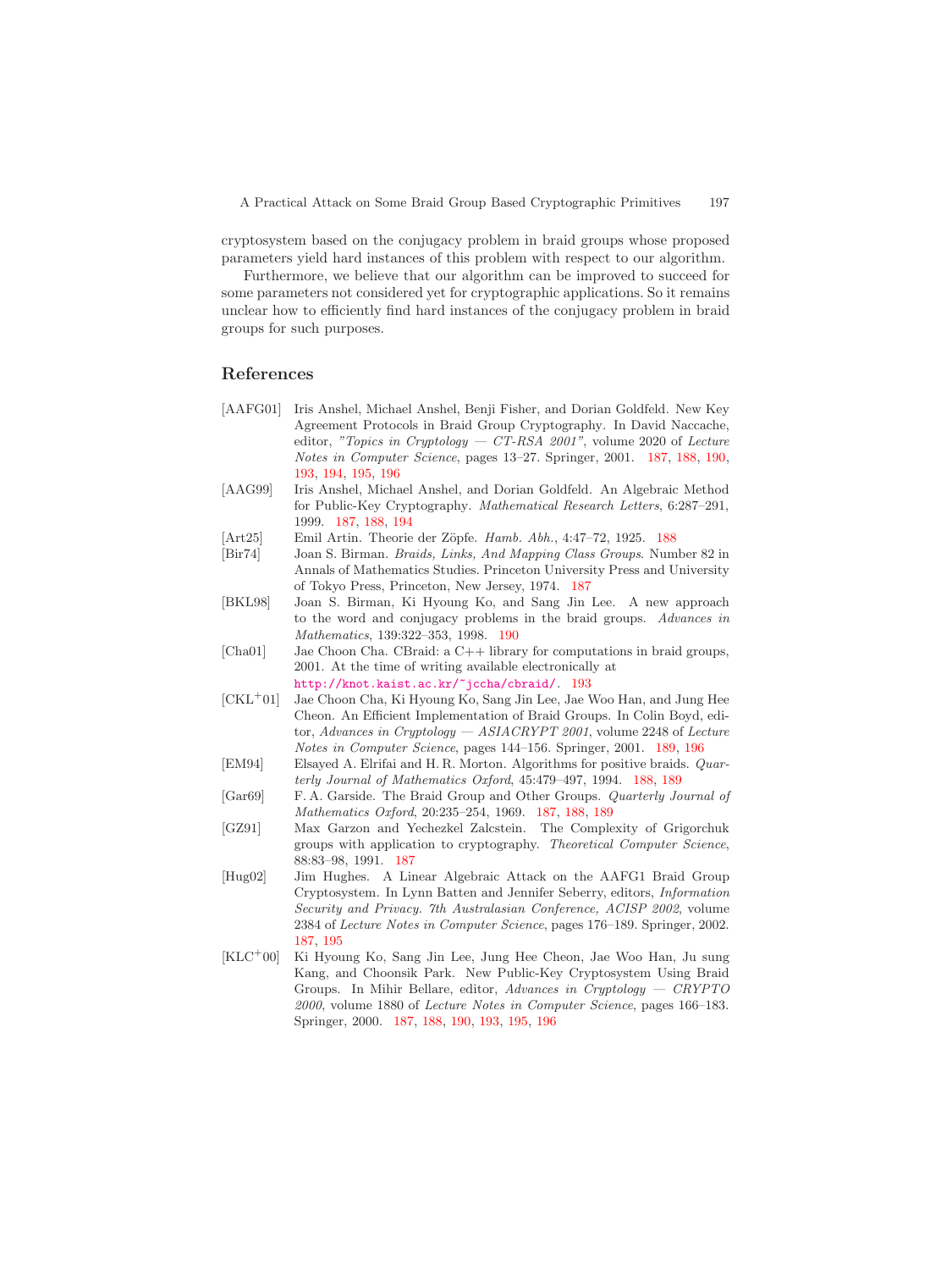cryptosystem based on the conjugacy problem in braid groups whose proposed parameters yield hard instances of this problem with respect to our algorithm.

Furthermore, we believe that our algorithm can be improved to succeed for some parameters not considered yet for cryptographic applications. So it remains unclear how to efficiently find hard instances of the conjugacy problem in braid groups for such purposes.

## References

[AAFG01] Iris Anshel, Michael Anshel, Benji Fisher, and Dorian Goldfeld. New Key Agreement Protocols in Braid Group Cryptography. In David Naccache, editor, *"Topics in Cryptology — CT-RSA 2001"*, volume 2020 of *Lecture Notes in Computer Science*, pages 13–27. Springer, 2001. 187, 188, 190, 193, 194, 195, 196

[AAG99] Iris Anshel, Michael Anshel, and Dorian Goldfeld. An Algebraic Method for Public-Key Cryptography. *Mathematical Research Letters*, 6:287–291, 1999. 187, 188, 194

[Art25] Emil Artin. Theorie der Zöpfe. *Hamb. Abh.*, 4:47–72, 1925. 188

[Bir74] Joan S. Birman. *Braids, Links, And Mapping Class Groups*. Number 82 in Annals of Mathematics Studies. Princeton University Press and University of Tokyo Press, Princeton, New Jersey, 1974. 187

[BKL98] Joan S. Birman, Ki Hyoung Ko, and Sang Jin Lee. A new approach to the word and conjugacy problems in the braid groups. *Advances in Mathematics*, 139:322–353, 1998. 190

[Cha01] Jae Choon Cha. CBraid: a C++ library for computations in braid groups, 2001. At the time of writing available electronically at http://knot.kaist.ac.kr/~jccha/cbraid/. 193

[CKL+01] Jae Choon Cha, Ki Hyoung Ko, Sang Jin Lee, Jae Woo Han, and Jung Hee Cheon. An Efficient Implementation of Braid Groups. In Colin Boyd, editor, *Advances in Cryptology — ASIACRYPT 2001*, volume 2248 of *Lecture Notes in Computer Science*, pages 144–156. Springer, 2001. 189, 196

[EM94] Elsayed A. Elrifai and H. R. Morton. Algorithms for positive braids. *Quarterly Journal of Mathematics Oxford*, 45:479–497, 1994. 188, 189

[Gar69] F. A. Garside. The Braid Group and Other Groups. *Quarterly Journal of Mathematics Oxford*, 20:235–254, 1969. 187, 188, 189

[GZ91] Max Garzon and Yechezkel Zalcstein. The Complexity of Grigorchuk groups with application to cryptography. *Theoretical Computer Science*, 88:83–98, 1991. 187

[Hug02] Jim Hughes. A Linear Algebraic Attack on the AAFG1 Braid Group Cryptosystem. In Lynn Batten and Jennifer Seberry, editors, *Information Security and Privacy. 7th Australasian Conference, ACISP 2002*, volume 2384 of *Lecture Notes in Computer Science*, pages 176–189. Springer, 2002. 187, 195

[KLC+00] Ki Hyoung Ko, Sang Jin Lee, Jung Hee Cheon, Jae Woo Han, Ju sung Kang, and Choonsik Park. New Public-Key Cryptosystem Using Braid Groups. In Mihir Bellare, editor, *Advances in Cryptology — CRYPTO 2000*, volume 1880 of *Lecture Notes in Computer Science*, pages 166–183. Springer, 2000. 187, 188, 190, 193, 195, 196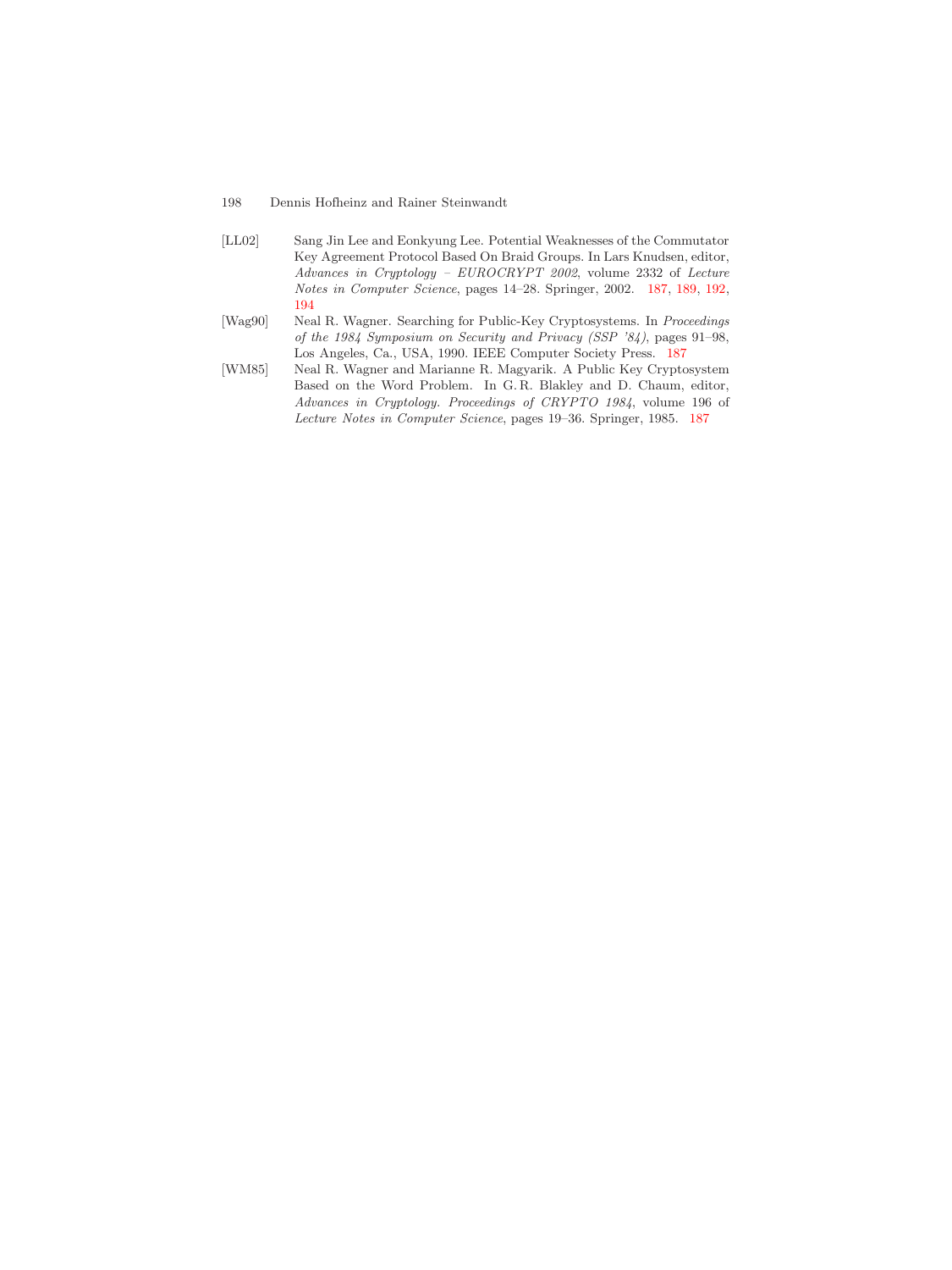[LL02] Sang Jin Lee and Eonkyung Lee. Potential Weaknesses of the Commutator Key Agreement Protocol Based On Braid Groups. In Lars Knudsen, editor, *Advances in Cryptology – EUROCRYPT 2002*, volume 2332 of *Lecture Notes in Computer Science*, pages 14–28. Springer, 2002. 187, 189, 192, 194

[Wag90] Neal R. Wagner. Searching for Public-Key Cryptosystems. In *Proceedings of the 1984 Symposium on Security and Privacy (SSP '84)*, pages 91–98, Los Angeles, Ca., USA, 1990. IEEE Computer Society Press. 187

[WM85] Neal R. Wagner and Marianne R. Magyarik. A Public Key Cryptosystem Based on the Word Problem. In G. R. Blakley and D. Chaum, editor, *Advances in Cryptology. Proceedings of CRYPTO 1984*, volume 196 of *Lecture Notes in Computer Science*, pages 19–36. Springer, 1985. 187